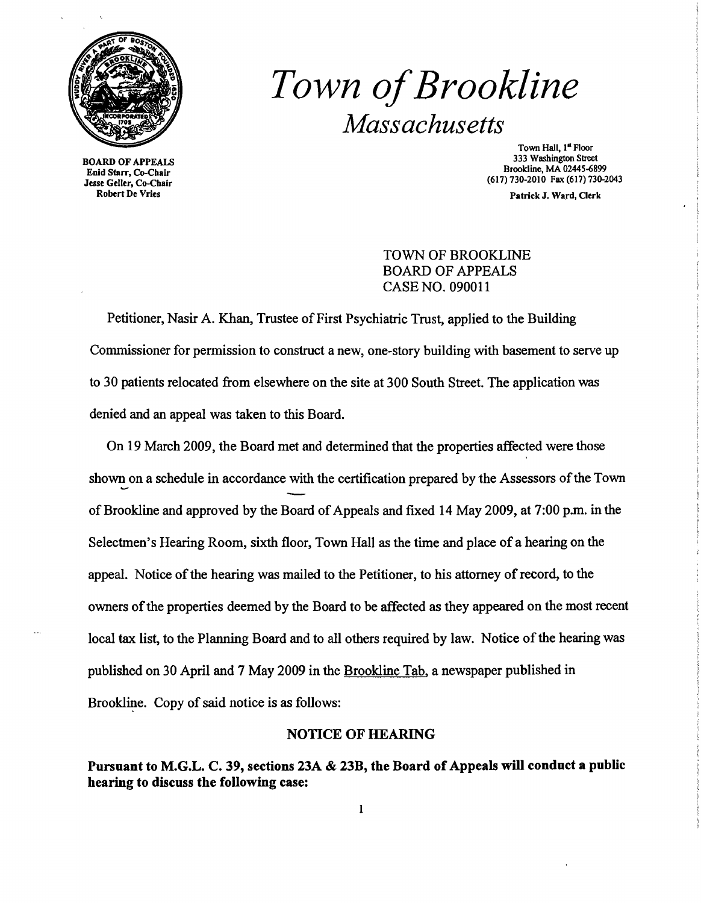# *Town of Brookline*

## *Massachusetts*

BOARD OF APPEALS
Enid Starr, Co-Chair
Jesse Geller, Co-Chair
Robert De Vries

Town Hall, 1st Floor
333 Washington Street
Brookline, MA 02445-6899
(617) 730-2010 Fax (617) 730-2043

Patrick J. Ward, Clerk

TOWN OF BROOKLINE
BOARD OF APPEALS
CASE NO. 090011

Petitioner, Nasir A. Khan, Trustee of First Psychiatric Trust, applied to the Building Commissioner for permission to construct a new, one-story building with basement to serve up to 30 patients relocated from elsewhere on the site at 300 South Street. The application was denied and an appeal was taken to this Board.

On 19 March 2009, the Board met and determined that the properties affected were those shown on a schedule in accordance with the certification prepared by the Assessors of the Town of Brookline and approved by the Board of Appeals and fixed 14 May 2009, at 7:00 p.m. in the Selectmen's Hearing Room, sixth floor, Town Hall as the time and place of a hearing on the appeal. Notice of the hearing was mailed to the Petitioner, to his attorney of record, to the owners of the properties deemed by the Board to be affected as they appeared on the most recent local tax list, to the Planning Board and to all others required by law. Notice of the hearing was published on 30 April and 7 May 2009 in the Brookline Tab, a newspaper published in Brookline. Copy of said notice is as follows:

### NOTICE OF HEARING

**Pursuant to M.G.L. C. 39, sections 23A & 23B, the Board of Appeals will conduct a public hearing to discuss the following case:**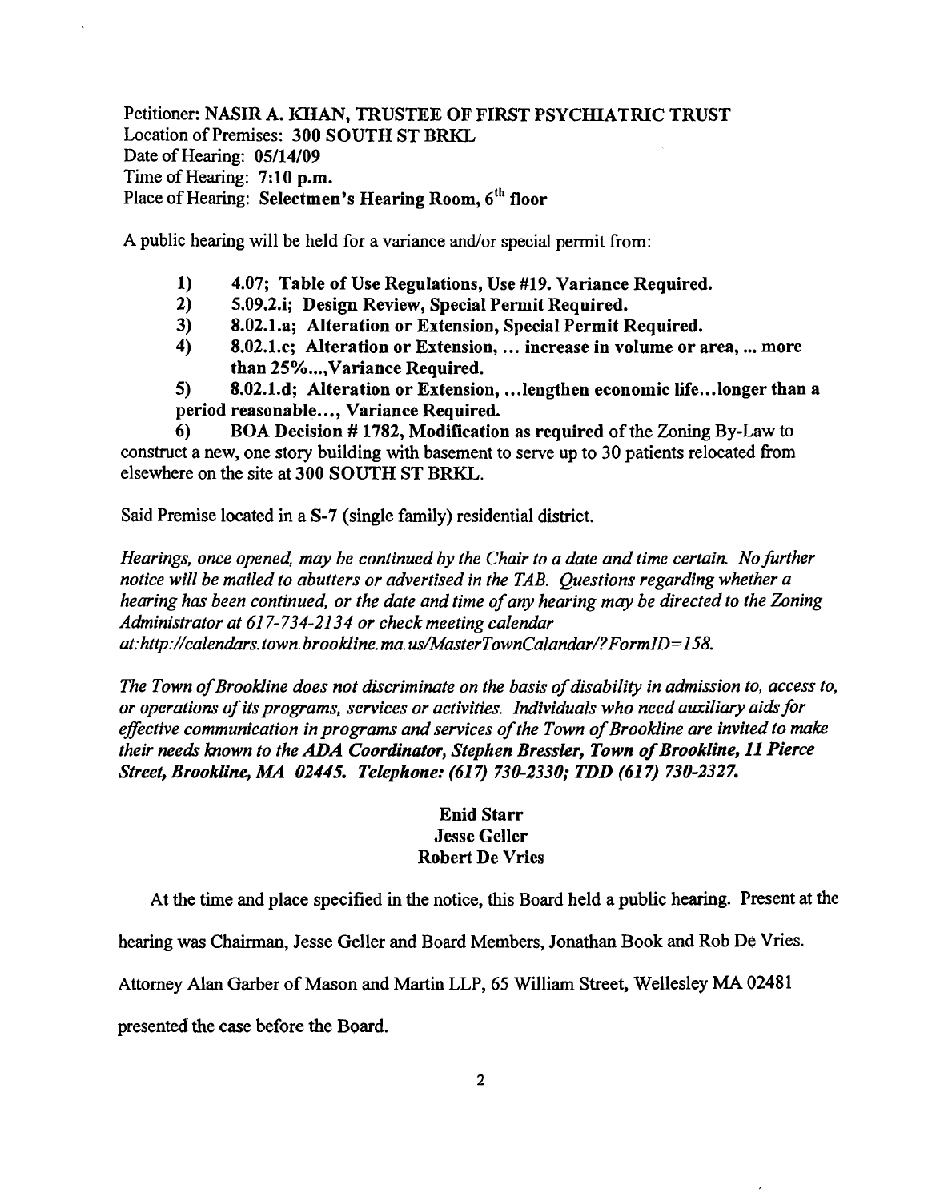Petitioner: **NASIR A. KHAN, TRUSTEE OF FIRST PSYCHIATRIC TRUST**
Location of Premises: **300 SOUTH ST BRKL**
Date of Hearing: **05/14/09**
Time of Hearing: **7:10 p.m.**
Place of Hearing: **Selectmen's Hearing Room, 6th floor**

A public hearing will be held for a variance and/or special permit from:

1) **4.07; Table of Use Regulations, Use #19. Variance Required.**
2) **5.09.2.i; Design Review, Special Permit Required.**
3) **8.02.1.a; Alteration or Extension, Special Permit Required.**
4) **8.02.1.c; Alteration or Extension, ... increase in volume or area, ... more than 25%...,Variance Required.**
5) **8.02.1.d; Alteration or Extension, ...lengthen economic life...longer than a period reasonable..., Variance Required.**
6) **BOA Decision # 1782, Modification as required** of the Zoning By-Law to construct a new, one story building with basement to serve up to 30 patients relocated from elsewhere on the site at **300 SOUTH ST BRKL.**

Said Premise located in a **S-7** (single family) residential district.

*Hearings, once opened, may be continued by the Chair to a date and time certain. No further notice will be mailed to abutters or advertised in the TAB. Questions regarding whether a hearing has been continued, or the date and time of any hearing may be directed to the Zoning Administrator at 617-734-2134 or check meeting calendar at:http://calendars.town.brookline.ma.us/MasterTownCalandar/?FormID=158.*

*The Town of Brookline does not discriminate on the basis of disability in admission to, access to, or operations of its programs, services or activities. Individuals who need auxiliary aids for effective communication in programs and services of the Town of Brookline are invited to make their needs known to the* ***ADA Coordinator, Stephen Bressler, Town of Brookline, 11 Pierce Street, Brookline, MA 02445. Telephone: (617) 730-2330; TDD (617) 730-2327.***

**Enid Starr**
**Jesse Geller**
**Robert De Vries**

At the time and place specified in the notice, this Board held a public hearing. Present at the hearing was Chairman, Jesse Geller and Board Members, Jonathan Book and Rob De Vries. Attorney Alan Garber of Mason and Martin LLP, 65 William Street, Wellesley MA 02481 presented the case before the Board.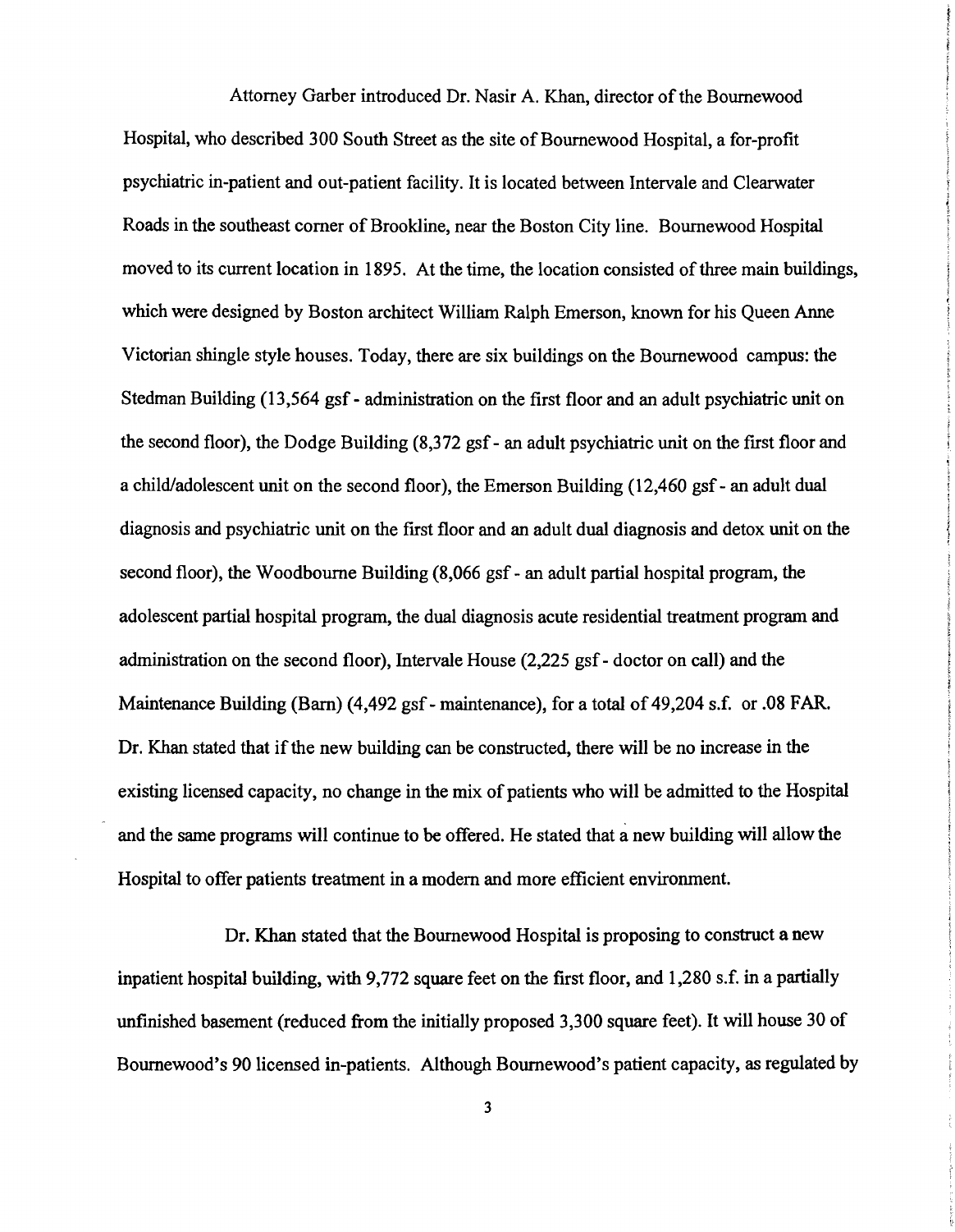Attorney Garber introduced Dr. Nasir A. Khan, director of the Bournewood Hospital, who described 300 South Street as the site of Bournewood Hospital, a for-profit psychiatric in-patient and out-patient facility. It is located between Intervale and Clearwater Roads in the southeast corner of Brookline, near the Boston City line. Bournewood Hospital moved to its current location in 1895. At the time, the location consisted of three main buildings, which were designed by Boston architect William Ralph Emerson, known for his Queen Anne Victorian shingle style houses. Today, there are six buildings on the Bournewood campus: the Stedman Building (13,564 gsf - administration on the first floor and an adult psychiatric unit on the second floor), the Dodge Building (8,372 gsf - an adult psychiatric unit on the first floor and a child/adolescent unit on the second floor), the Emerson Building (12,460 gsf - an adult dual diagnosis and psychiatric unit on the first floor and an adult dual diagnosis and detox unit on the second floor), the Woodbourne Building (8,066 gsf - an adult partial hospital program, the adolescent partial hospital program, the dual diagnosis acute residential treatment program and administration on the second floor), Intervale House (2,225 gsf - doctor on call) and the Maintenance Building (Barn) (4,492 gsf - maintenance), for a total of 49,204 s.f. or .08 FAR. Dr. Khan stated that if the new building can be constructed, there will be no increase in the existing licensed capacity, no change in the mix of patients who will be admitted to the Hospital and the same programs will continue to be offered. He stated that a new building will allow the Hospital to offer patients treatment in a modern and more efficient environment.

Dr. Khan stated that the Bournewood Hospital is proposing to construct a new inpatient hospital building, with 9,772 square feet on the first floor, and 1,280 s.f. in a partially unfinished basement (reduced from the initially proposed 3,300 square feet). It will house 30 of Bournewood's 90 licensed in-patients. Although Bournewood's patient capacity, as regulated by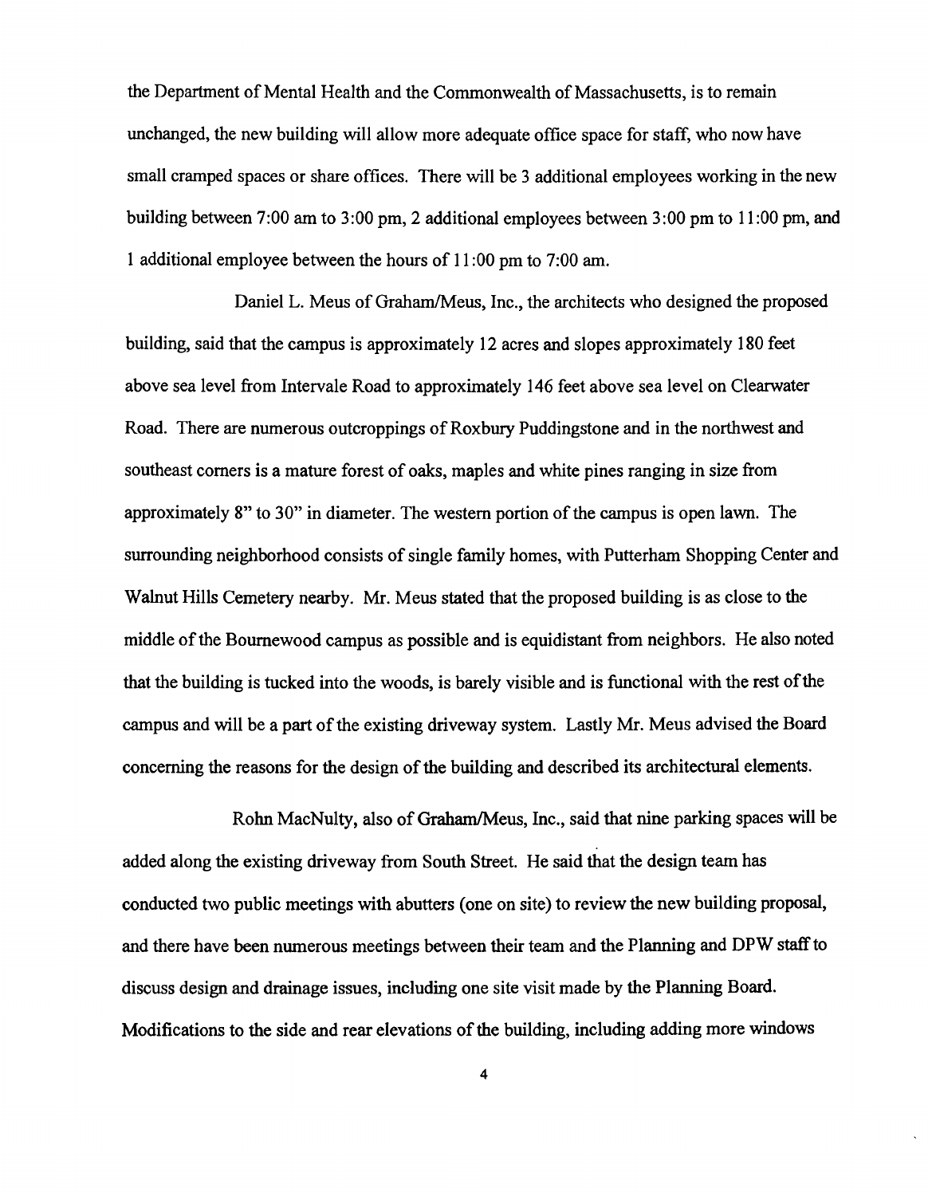the Department of Mental Health and the Commonwealth of Massachusetts, is to remain unchanged, the new building will allow more adequate office space for staff, who now have small cramped spaces or share offices. There will be 3 additional employees working in the new building between 7:00 am to 3:00 pm, 2 additional employees between 3:00 pm to 11:00 pm, and 1 additional employee between the hours of 11:00 pm to 7:00 am.

Daniel L. Meus of Graham/Meus, Inc., the architects who designed the proposed building, said that the campus is approximately 12 acres and slopes approximately 180 feet above sea level from Intervale Road to approximately 146 feet above sea level on Clearwater Road. There are numerous outcroppings of Roxbury Puddingstone and in the northwest and southeast corners is a mature forest of oaks, maples and white pines ranging in size from approximately 8" to 30" in diameter. The western portion of the campus is open lawn. The surrounding neighborhood consists of single family homes, with Putterham Shopping Center and Walnut Hills Cemetery nearby. Mr. Meus stated that the proposed building is as close to the middle of the Bournewood campus as possible and is equidistant from neighbors. He also noted that the building is tucked into the woods, is barely visible and is functional with the rest of the campus and will be a part of the existing driveway system. Lastly Mr. Meus advised the Board concerning the reasons for the design of the building and described its architectural elements.

Rohn MacNulty, also of Graham/Meus, Inc., said that nine parking spaces will be added along the existing driveway from South Street. He said that the design team has conducted two public meetings with abutters (one on site) to review the new building proposal, and there have been numerous meetings between their team and the Planning and DPW staff to discuss design and drainage issues, including one site visit made by the Planning Board. Modifications to the side and rear elevations of the building, including adding more windows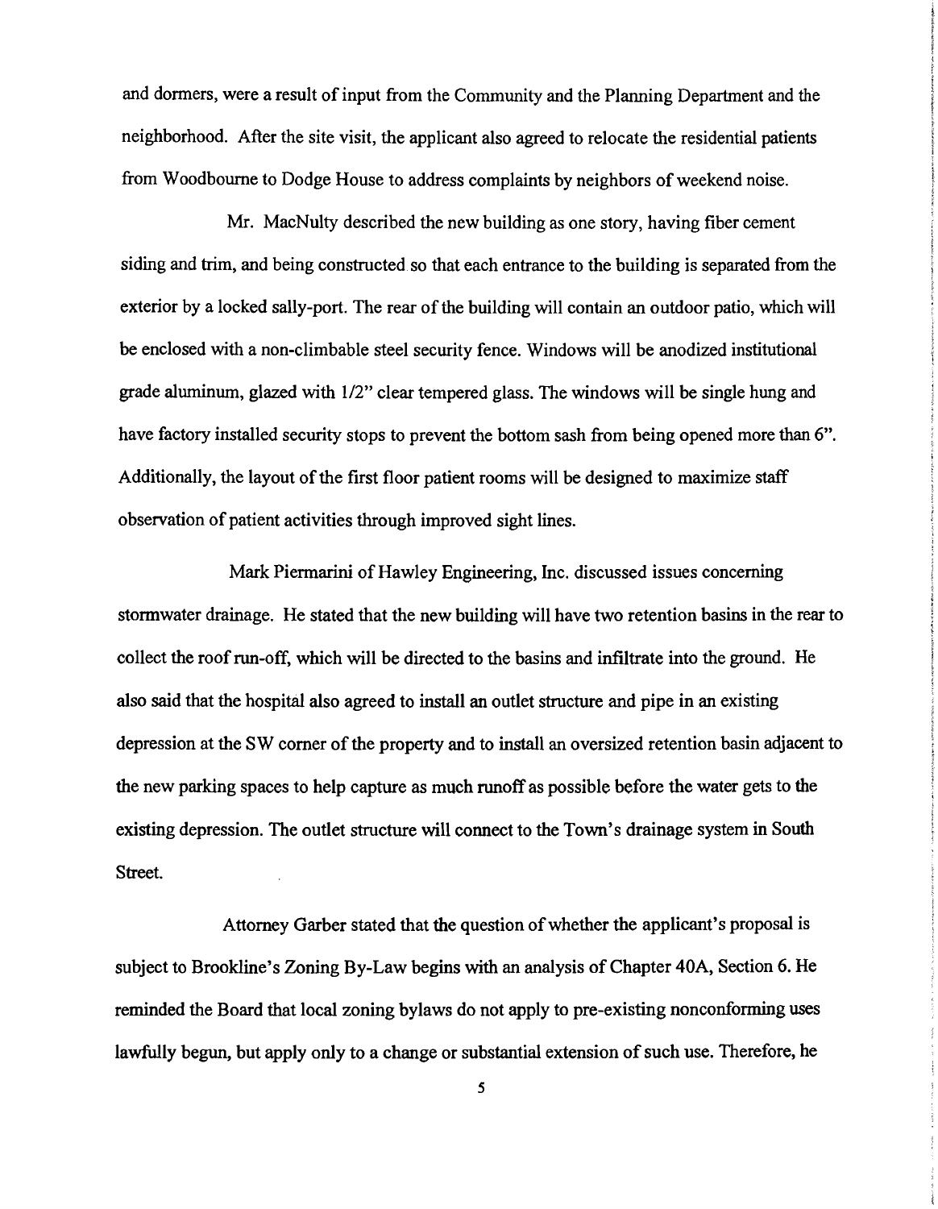and dormers, were a result of input from the Community and the Planning Department and the neighborhood. After the site visit, the applicant also agreed to relocate the residential patients from Woodbourne to Dodge House to address complaints by neighbors of weekend noise.

Mr. MacNulty described the new building as one story, having fiber cement siding and trim, and being constructed so that each entrance to the building is separated from the exterior by a locked sally-port. The rear of the building will contain an outdoor patio, which will be enclosed with a non-climbable steel security fence. Windows will be anodized institutional grade aluminum, glazed with 1/2" clear tempered glass. The windows will be single hung and have factory installed security stops to prevent the bottom sash from being opened more than 6". Additionally, the layout of the first floor patient rooms will be designed to maximize staff observation of patient activities through improved sight lines.

Mark Piermarini of Hawley Engineering, Inc. discussed issues concerning stormwater drainage. He stated that the new building will have two retention basins in the rear to collect the roof run-off, which will be directed to the basins and infiltrate into the ground. He also said that the hospital also agreed to install an outlet structure and pipe in an existing depression at the SW corner of the property and to install an oversized retention basin adjacent to the new parking spaces to help capture as much runoff as possible before the water gets to the existing depression. The outlet structure will connect to the Town's drainage system in South Street.

Attorney Garber stated that the question of whether the applicant's proposal is subject to Brookline's Zoning By-Law begins with an analysis of Chapter 40A, Section 6. He reminded the Board that local zoning bylaws do not apply to pre-existing nonconforming uses lawfully begun, but apply only to a change or substantial extension of such use. Therefore, he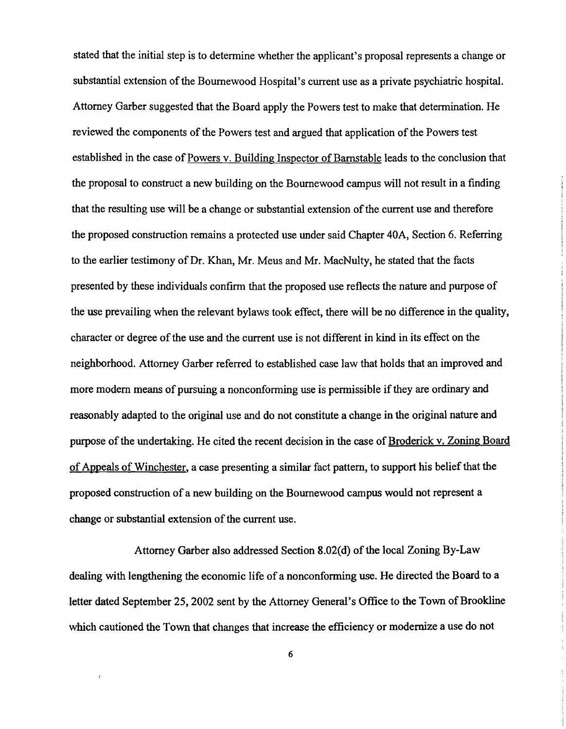stated that the initial step is to determine whether the applicant's proposal represents a change or substantial extension of the Bournewood Hospital's current use as a private psychiatric hospital. Attorney Garber suggested that the Board apply the Powers test to make that determination. He reviewed the components of the Powers test and argued that application of the Powers test established in the case of Powers v. Building Inspector of Barnstable leads to the conclusion that the proposal to construct a new building on the Bournewood campus will not result in a finding that the resulting use will be a change or substantial extension of the current use and therefore the proposed construction remains a protected use under said Chapter 40A, Section 6. Referring to the earlier testimony of Dr. Khan, Mr. Meus and Mr. MacNulty, he stated that the facts presented by these individuals confirm that the proposed use reflects the nature and purpose of the use prevailing when the relevant bylaws took effect, there will be no difference in the quality, character or degree of the use and the current use is not different in kind in its effect on the neighborhood. Attorney Garber referred to established case law that holds that an improved and more modern means of pursuing a nonconforming use is permissible if they are ordinary and reasonably adapted to the original use and do not constitute a change in the original nature and purpose of the undertaking. He cited the recent decision in the case of Broderick v. Zoning Board of Appeals of Winchester, a case presenting a similar fact pattern, to support his belief that the proposed construction of a new building on the Bournewood campus would not represent a change or substantial extension of the current use.

Attorney Garber also addressed Section 8.02(d) of the local Zoning By-Law dealing with lengthening the economic life of a nonconforming use. He directed the Board to a letter dated September 25, 2002 sent by the Attorney General's Office to the Town of Brookline which cautioned the Town that changes that increase the efficiency or modernize a use do not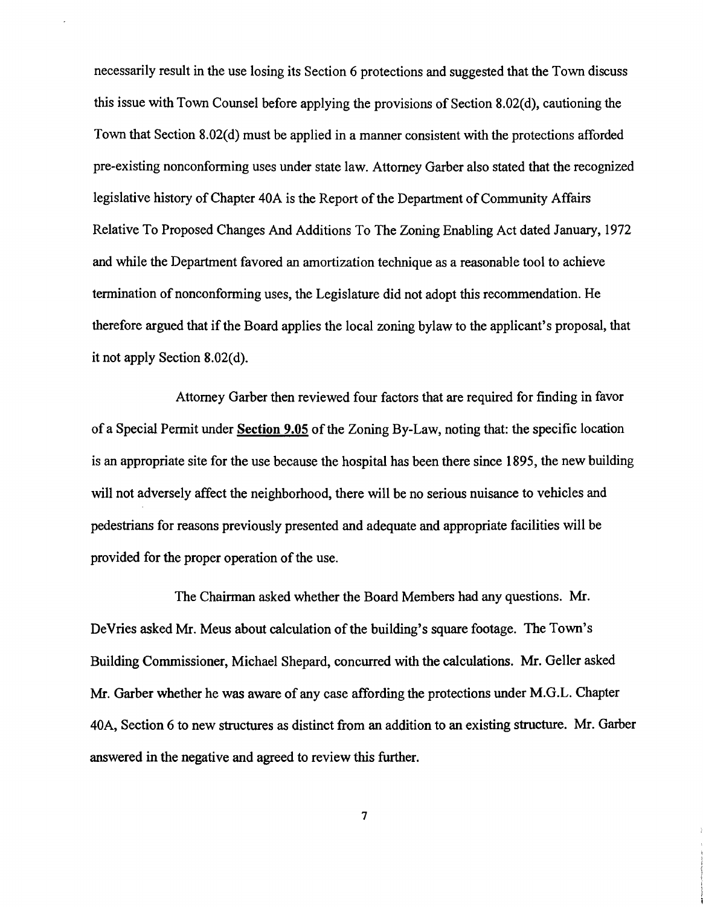necessarily result in the use losing its Section 6 protections and suggested that the Town discuss this issue with Town Counsel before applying the provisions of Section 8.02(d), cautioning the Town that Section 8.02(d) must be applied in a manner consistent with the protections afforded pre-existing nonconforming uses under state law. Attorney Garber also stated that the recognized legislative history of Chapter 40A is the Report of the Department of Community Affairs Relative To Proposed Changes And Additions To The Zoning Enabling Act dated January, 1972 and while the Department favored an amortization technique as a reasonable tool to achieve termination of nonconforming uses, the Legislature did not adopt this recommendation. He therefore argued that if the Board applies the local zoning bylaw to the applicant's proposal, that it not apply Section 8.02(d).

Attorney Garber then reviewed four factors that are required for finding in favor of a Special Permit under **Section 9.05** of the Zoning By-Law, noting that: the specific location is an appropriate site for the use because the hospital has been there since 1895, the new building will not adversely affect the neighborhood, there will be no serious nuisance to vehicles and pedestrians for reasons previously presented and adequate and appropriate facilities will be provided for the proper operation of the use.

The Chairman asked whether the Board Members had any questions. Mr. DeVries asked Mr. Meus about calculation of the building's square footage. The Town's Building Commissioner, Michael Shepard, concurred with the calculations. Mr. Geller asked Mr. Garber whether he was aware of any case affording the protections under M.G.L. Chapter 40A, Section 6 to new structures as distinct from an addition to an existing structure. Mr. Garber answered in the negative and agreed to review this further.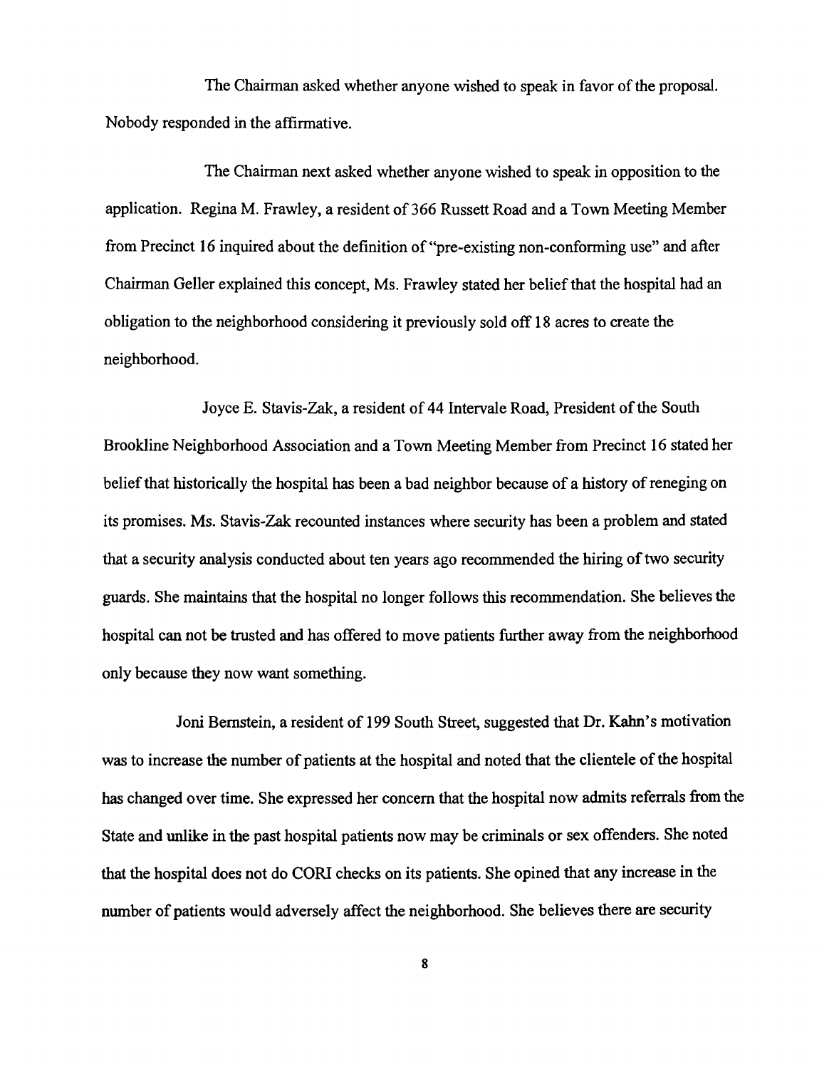The Chairman asked whether anyone wished to speak in favor of the proposal. Nobody responded in the affirmative.

The Chairman next asked whether anyone wished to speak in opposition to the application. Regina M. Frawley, a resident of 366 Russett Road and a Town Meeting Member from Precinct 16 inquired about the definition of "pre-existing non-conforming use" and after Chairman Geller explained this concept, Ms. Frawley stated her belief that the hospital had an obligation to the neighborhood considering it previously sold off 18 acres to create the neighborhood.

Joyce E. Stavis-Zak, a resident of 44 Intervale Road, President of the South Brookline Neighborhood Association and a Town Meeting Member from Precinct 16 stated her belief that historically the hospital has been a bad neighbor because of a history of reneging on its promises. Ms. Stavis-Zak recounted instances where security has been a problem and stated that a security analysis conducted about ten years ago recommended the hiring of two security guards. She maintains that the hospital no longer follows this recommendation. She believes the hospital can not be trusted and has offered to move patients further away from the neighborhood only because they now want something.

Joni Bernstein, a resident of 199 South Street, suggested that Dr. Kahn's motivation was to increase the number of patients at the hospital and noted that the clientele of the hospital has changed over time. She expressed her concern that the hospital now admits referrals from the State and unlike in the past hospital patients now may be criminals or sex offenders. She noted that the hospital does not do CORI checks on its patients. She opined that any increase in the number of patients would adversely affect the neighborhood. She believes there are security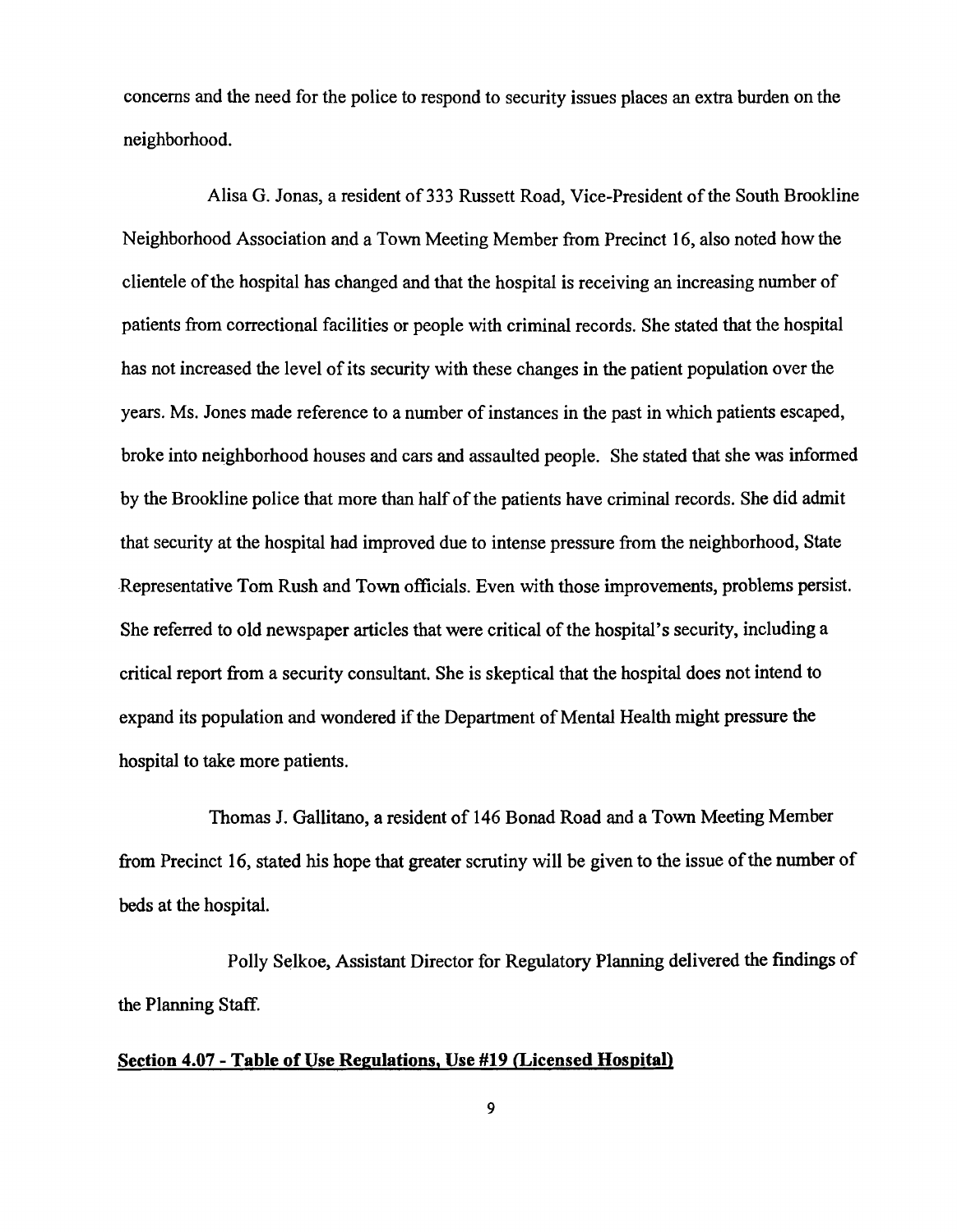concerns and the need for the police to respond to security issues places an extra burden on the neighborhood.

Alisa G. Jonas, a resident of 333 Russett Road, Vice-President of the South Brookline Neighborhood Association and a Town Meeting Member from Precinct 16, also noted how the clientele of the hospital has changed and that the hospital is receiving an increasing number of patients from correctional facilities or people with criminal records. She stated that the hospital has not increased the level of its security with these changes in the patient population over the years. Ms. Jones made reference to a number of instances in the past in which patients escaped, broke into neighborhood houses and cars and assaulted people. She stated that she was informed by the Brookline police that more than half of the patients have criminal records. She did admit that security at the hospital had improved due to intense pressure from the neighborhood, State Representative Tom Rush and Town officials. Even with those improvements, problems persist. She referred to old newspaper articles that were critical of the hospital's security, including a critical report from a security consultant. She is skeptical that the hospital does not intend to expand its population and wondered if the Department of Mental Health might pressure the hospital to take more patients.

Thomas J. Gallitano, a resident of 146 Bonad Road and a Town Meeting Member from Precinct 16, stated his hope that greater scrutiny will be given to the issue of the number of beds at the hospital.

Polly Selkoe, Assistant Director for Regulatory Planning delivered the findings of the Planning Staff.

**Section 4.07 - Table of Use Regulations, Use #19 (Licensed Hospital)**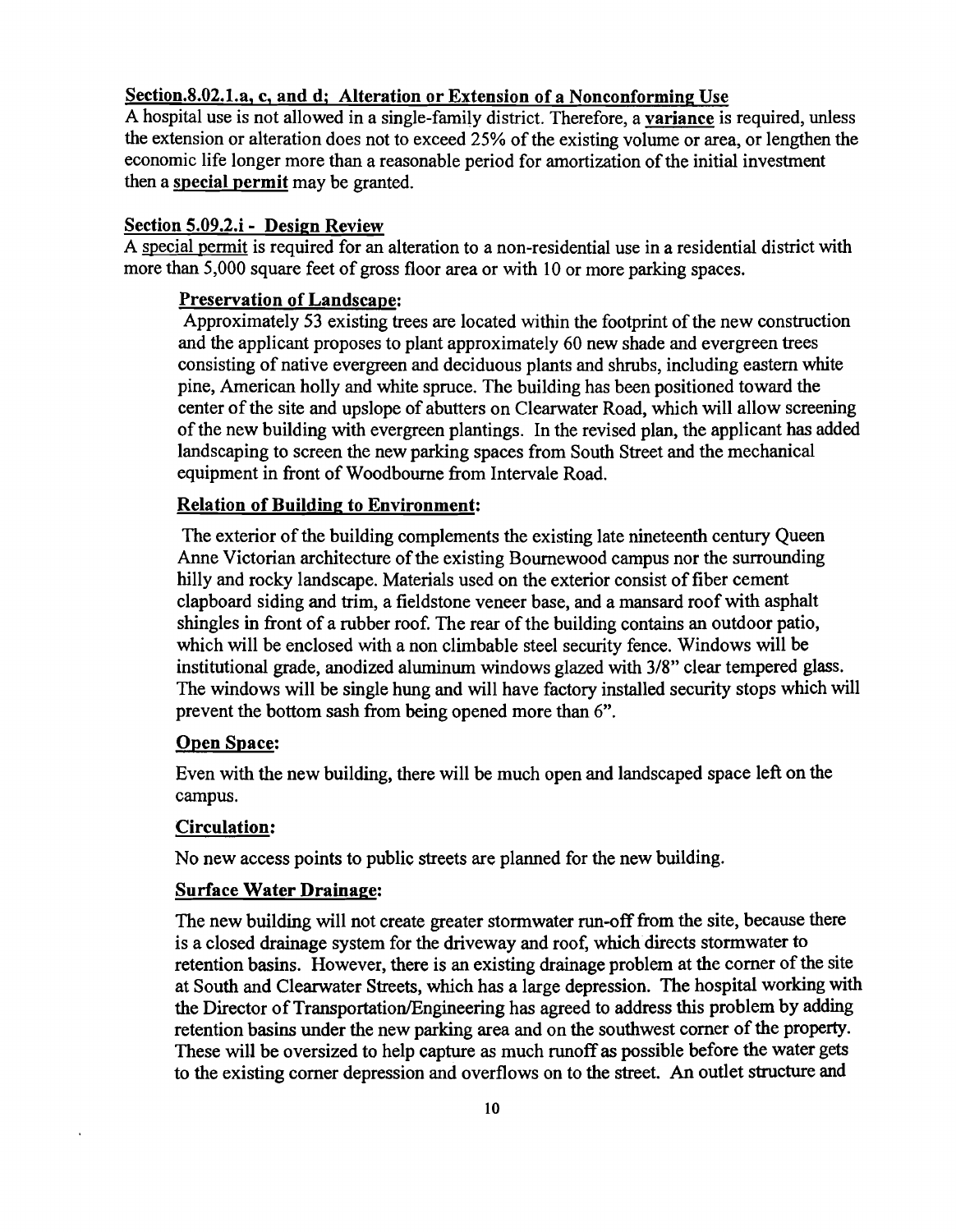**<u>Section.8.02.1.a, c, and d; Alteration or Extension of a Nonconforming Use</u>**

A hospital use is not allowed in a single-family district. Therefore, a **<u>variance</u>** is required, unless the extension or alteration does not to exceed 25% of the existing volume or area, or lengthen the economic life longer more than a reasonable period for amortization of the initial investment then a **<u>special permit</u>** may be granted.

**<u>Section 5.09.2.i - Design Review</u>**

A <u>special permit</u> is required for an alteration to a non-residential use in a residential district with more than 5,000 square feet of gross floor area or with 10 or more parking spaces.

**<u>Preservation of Landscape</u>:**

Approximately 53 existing trees are located within the footprint of the new construction and the applicant proposes to plant approximately 60 new shade and evergreen trees consisting of native evergreen and deciduous plants and shrubs, including eastern white pine, American holly and white spruce. The building has been positioned toward the center of the site and upslope of abutters on Clearwater Road, which will allow screening of the new building with evergreen plantings. In the revised plan, the applicant has added landscaping to screen the new parking spaces from South Street and the mechanical equipment in front of Woodbourne from Intervale Road.

**<u>Relation of Building to Environment</u>:**

The exterior of the building complements the existing late nineteenth century Queen Anne Victorian architecture of the existing Bournewood campus nor the surrounding hilly and rocky landscape. Materials used on the exterior consist of fiber cement clapboard siding and trim, a fieldstone veneer base, and a mansard roof with asphalt shingles in front of a rubber roof. The rear of the building contains an outdoor patio, which will be enclosed with a non climbable steel security fence. Windows will be institutional grade, anodized aluminum windows glazed with 3/8" clear tempered glass. The windows will be single hung and will have factory installed security stops which will prevent the bottom sash from being opened more than 6".

**<u>Open Space</u>:**

Even with the new building, there will be much open and landscaped space left on the campus.

**<u>Circulation</u>:**

No new access points to public streets are planned for the new building.

**<u>Surface Water Drainage</u>:**

The new building will not create greater stormwater run-off from the site, because there is a closed drainage system for the driveway and roof, which directs stormwater to retention basins. However, there is an existing drainage problem at the corner of the site at South and Clearwater Streets, which has a large depression. The hospital working with the Director of Transportation/Engineering has agreed to address this problem by adding retention basins under the new parking area and on the southwest corner of the property. These will be oversized to help capture as much runoff as possible before the water gets to the existing corner depression and overflows on to the street. An outlet structure and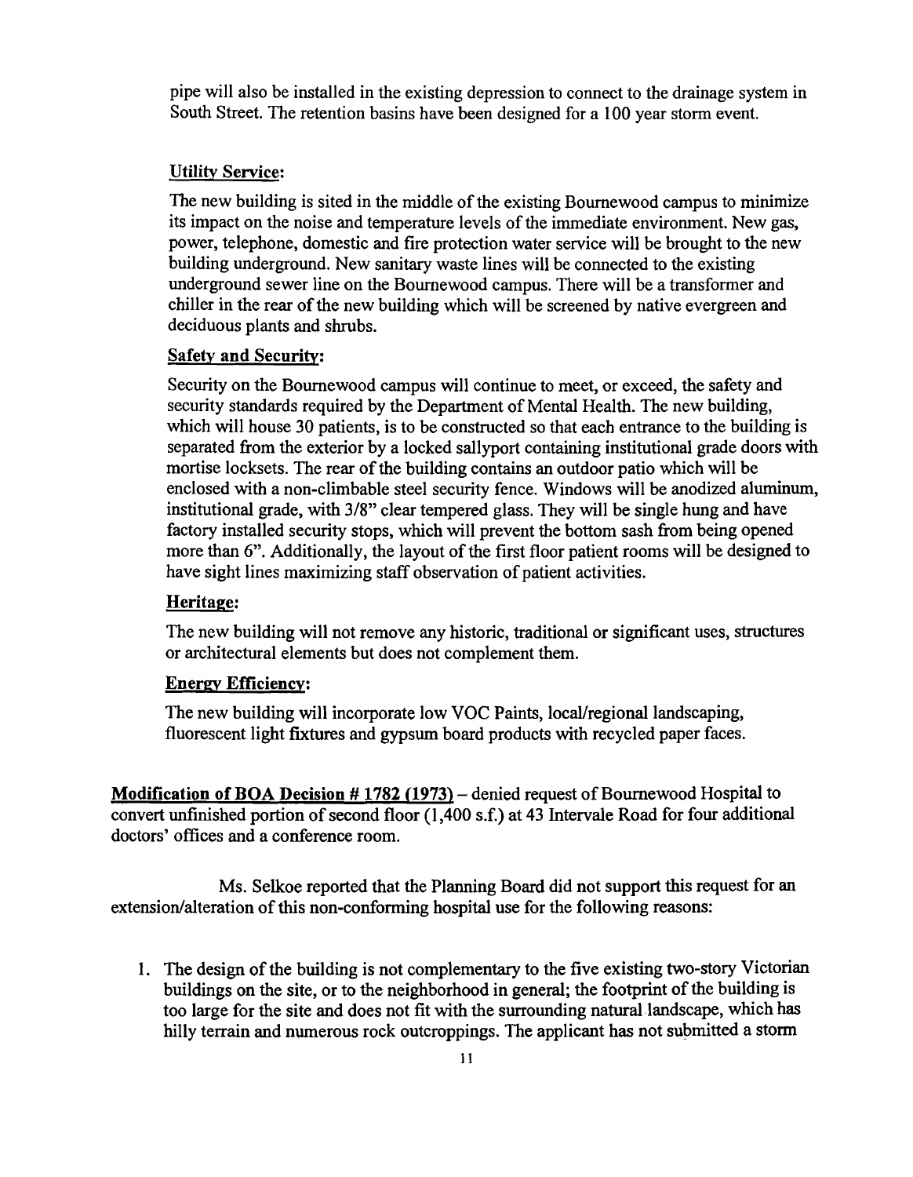pipe will also be installed in the existing depression to connect to the drainage system in South Street. The retention basins have been designed for a 100 year storm event.

**Utility Service:**

The new building is sited in the middle of the existing Bournewood campus to minimize its impact on the noise and temperature levels of the immediate environment. New gas, power, telephone, domestic and fire protection water service will be brought to the new building underground. New sanitary waste lines will be connected to the existing underground sewer line on the Bournewood campus. There will be a transformer and chiller in the rear of the new building which will be screened by native evergreen and deciduous plants and shrubs.

**Safety and Security:**

Security on the Bournewood campus will continue to meet, or exceed, the safety and security standards required by the Department of Mental Health. The new building, which will house 30 patients, is to be constructed so that each entrance to the building is separated from the exterior by a locked sallyport containing institutional grade doors with mortise locksets. The rear of the building contains an outdoor patio which will be enclosed with a non-climbable steel security fence. Windows will be anodized aluminum, institutional grade, with 3/8" clear tempered glass. They will be single hung and have factory installed security stops, which will prevent the bottom sash from being opened more than 6". Additionally, the layout of the first floor patient rooms will be designed to have sight lines maximizing staff observation of patient activities.

**Heritage:**

The new building will not remove any historic, traditional or significant uses, structures or architectural elements but does not complement them.

**Energy Efficiency:**

The new building will incorporate low VOC Paints, local/regional landscaping, fluorescent light fixtures and gypsum board products with recycled paper faces.

**Modification of BOA Decision # 1782 (1973)** – denied request of Bournewood Hospital to convert unfinished portion of second floor (1,400 s.f.) at 43 Intervale Road for four additional doctors' offices and a conference room.

Ms. Selkoe reported that the Planning Board did not support this request for an extension/alteration of this non-conforming hospital use for the following reasons:

1. The design of the building is not complementary to the five existing two-story Victorian buildings on the site, or to the neighborhood in general; the footprint of the building is too large for the site and does not fit with the surrounding natural landscape, which has hilly terrain and numerous rock outcroppings. The applicant has not submitted a storm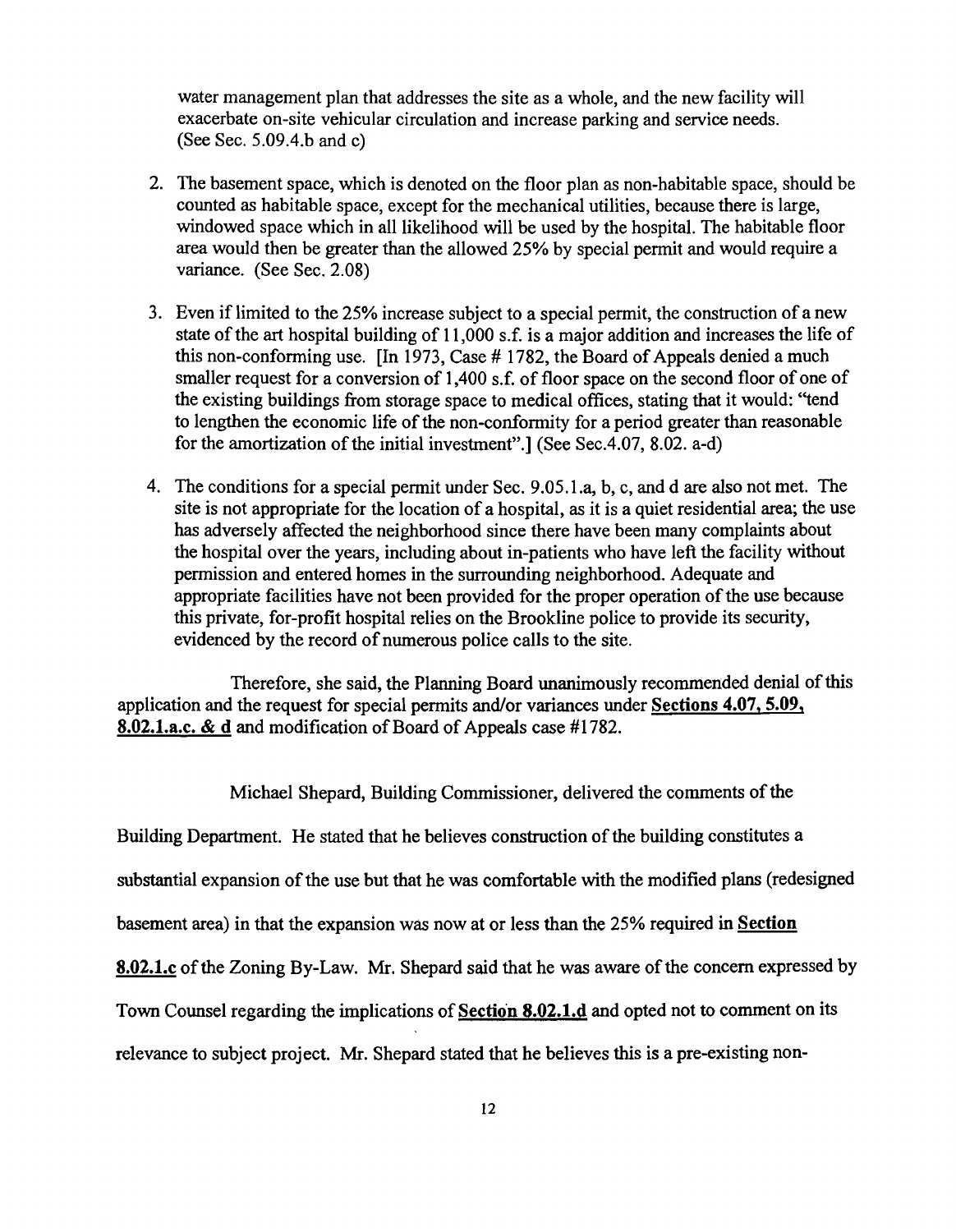water management plan that addresses the site as a whole, and the new facility will exacerbate on-site vehicular circulation and increase parking and service needs. (See Sec. 5.09.4.b and c)

2. The basement space, which is denoted on the floor plan as non-habitable space, should be counted as habitable space, except for the mechanical utilities, because there is large, windowed space which in all likelihood will be used by the hospital. The habitable floor area would then be greater than the allowed 25% by special permit and would require a variance. (See Sec. 2.08)

3. Even if limited to the 25% increase subject to a special permit, the construction of a new state of the art hospital building of 11,000 s.f. is a major addition and increases the life of this non-conforming use. [In 1973, Case # 1782, the Board of Appeals denied a much smaller request for a conversion of 1,400 s.f. of floor space on the second floor of one of the existing buildings from storage space to medical offices, stating that it would: "tend to lengthen the economic life of the non-conformity for a period greater than reasonable for the amortization of the initial investment".] (See Sec.4.07, 8.02. a-d)

4. The conditions for a special permit under Sec. 9.05.1.a, b, c, and d are also not met. The site is not appropriate for the location of a hospital, as it is a quiet residential area; the use has adversely affected the neighborhood since there have been many complaints about the hospital over the years, including about in-patients who have left the facility without permission and entered homes in the surrounding neighborhood. Adequate and appropriate facilities have not been provided for the proper operation of the use because this private, for-profit hospital relies on the Brookline police to provide its security, evidenced by the record of numerous police calls to the site.

Therefore, she said, the Planning Board unanimously recommended denial of this application and the request for special permits and/or variances under **Sections 4.07, 5.09, 8.02.1.a.c. & d** and modification of Board of Appeals case #1782.

Michael Shepard, Building Commissioner, delivered the comments of the Building Department. He stated that he believes construction of the building constitutes a substantial expansion of the use but that he was comfortable with the modified plans (redesigned basement area) in that the expansion was now at or less than the 25% required in **Section 8.02.1.c** of the Zoning By-Law. Mr. Shepard said that he was aware of the concern expressed by Town Counsel regarding the implications of **Section 8.02.1.d** and opted not to comment on its relevance to subject project. Mr. Shepard stated that he believes this is a pre-existing non-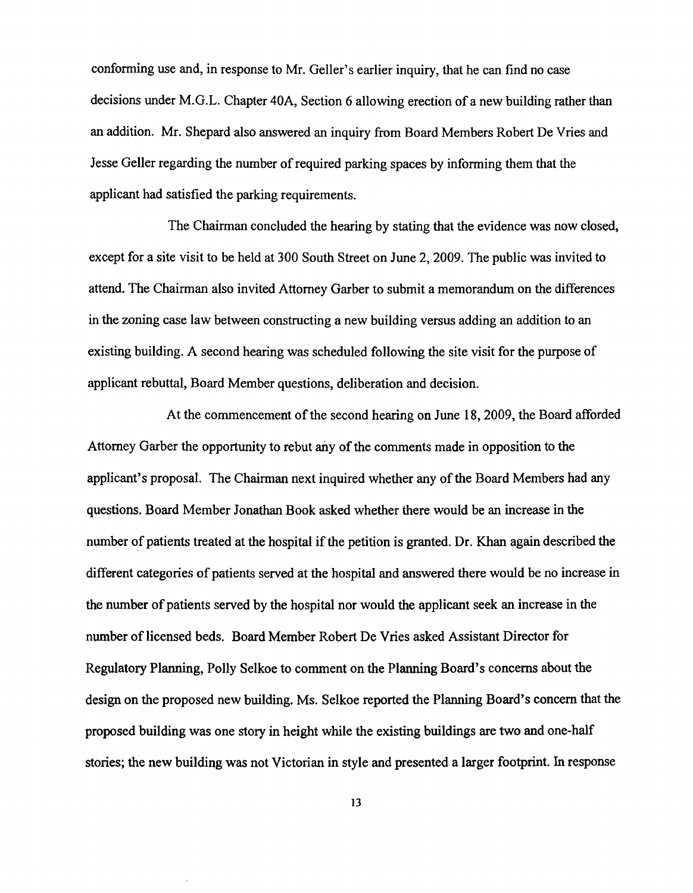conforming use and, in response to Mr. Geller's earlier inquiry, that he can find no case decisions under M.G.L. Chapter 40A, Section 6 allowing erection of a new building rather than an addition. Mr. Shepard also answered an inquiry from Board Members Robert De Vries and Jesse Geller regarding the number of required parking spaces by informing them that the applicant had satisfied the parking requirements.

The Chairman concluded the hearing by stating that the evidence was now closed, except for a site visit to be held at 300 South Street on June 2, 2009. The public was invited to attend. The Chairman also invited Attorney Garber to submit a memorandum on the differences in the zoning case law between constructing a new building versus adding an addition to an existing building. A second hearing was scheduled following the site visit for the purpose of applicant rebuttal, Board Member questions, deliberation and decision.

At the commencement of the second hearing on June 18, 2009, the Board afforded Attorney Garber the opportunity to rebut any of the comments made in opposition to the applicant's proposal. The Chairman next inquired whether any of the Board Members had any questions. Board Member Jonathan Book asked whether there would be an increase in the number of patients treated at the hospital if the petition is granted. Dr. Khan again described the different categories of patients served at the hospital and answered there would be no increase in the number of patients served by the hospital nor would the applicant seek an increase in the number of licensed beds. Board Member Robert De Vries asked Assistant Director for Regulatory Planning, Polly Selkoe to comment on the Planning Board's concerns about the design on the proposed new building. Ms. Selkoe reported the Planning Board's concern that the proposed building was one story in height while the existing buildings are two and one-half stories; the new building was not Victorian in style and presented a larger footprint. In response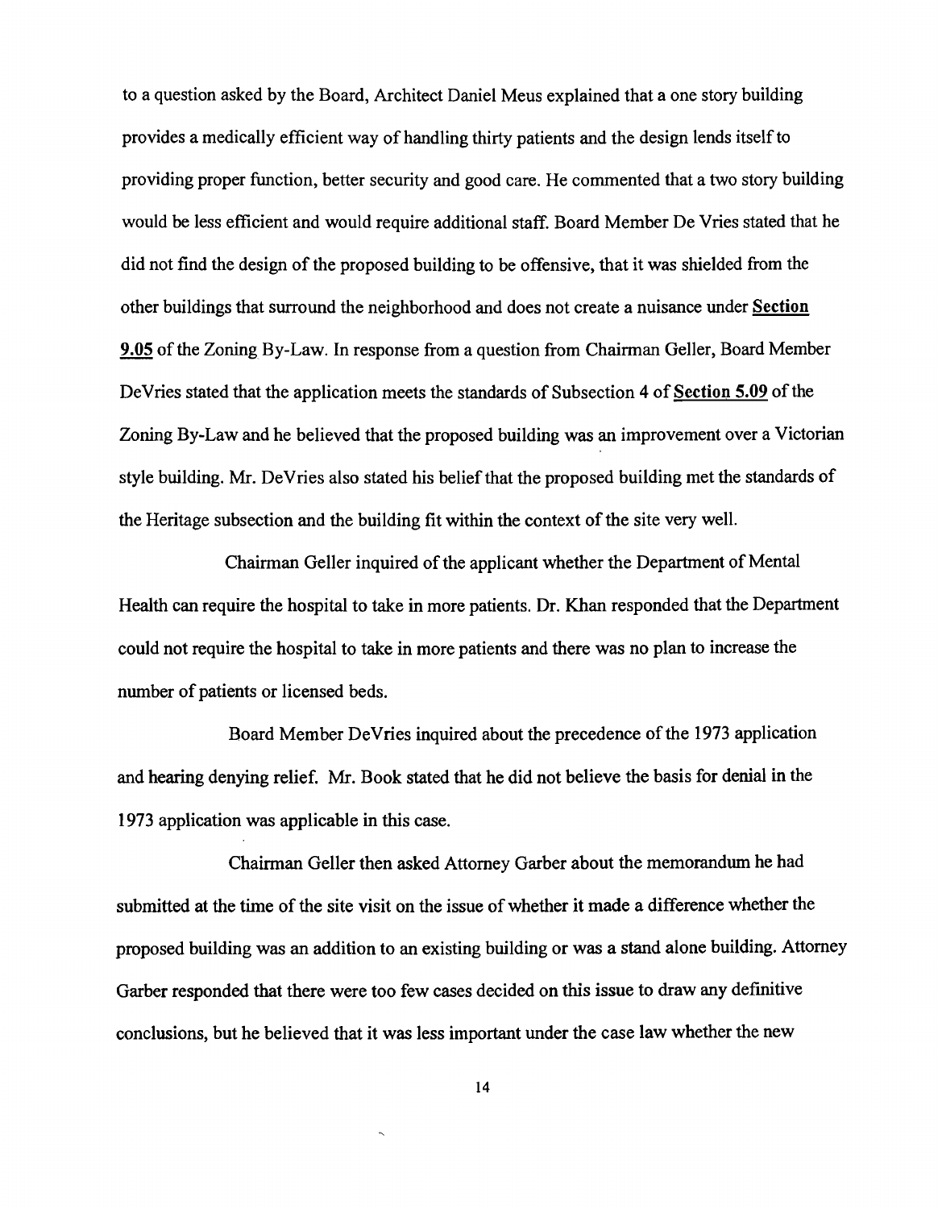to a question asked by the Board, Architect Daniel Meus explained that a one story building provides a medically efficient way of handling thirty patients and the design lends itself to providing proper function, better security and good care. He commented that a two story building would be less efficient and would require additional staff. Board Member De Vries stated that he did not find the design of the proposed building to be offensive, that it was shielded from the other buildings that surround the neighborhood and does not create a nuisance under **Section 9.05** of the Zoning By-Law. In response from a question from Chairman Geller, Board Member DeVries stated that the application meets the standards of Subsection 4 of **Section 5.09** of the Zoning By-Law and he believed that the proposed building was an improvement over a Victorian style building. Mr. DeVries also stated his belief that the proposed building met the standards of the Heritage subsection and the building fit within the context of the site very well.

Chairman Geller inquired of the applicant whether the Department of Mental Health can require the hospital to take in more patients. Dr. Khan responded that the Department could not require the hospital to take in more patients and there was no plan to increase the number of patients or licensed beds.

Board Member DeVries inquired about the precedence of the 1973 application and hearing denying relief. Mr. Book stated that he did not believe the basis for denial in the 1973 application was applicable in this case.

Chairman Geller then asked Attorney Garber about the memorandum he had submitted at the time of the site visit on the issue of whether it made a difference whether the proposed building was an addition to an existing building or was a stand alone building. Attorney Garber responded that there were too few cases decided on this issue to draw any definitive conclusions, but he believed that it was less important under the case law whether the new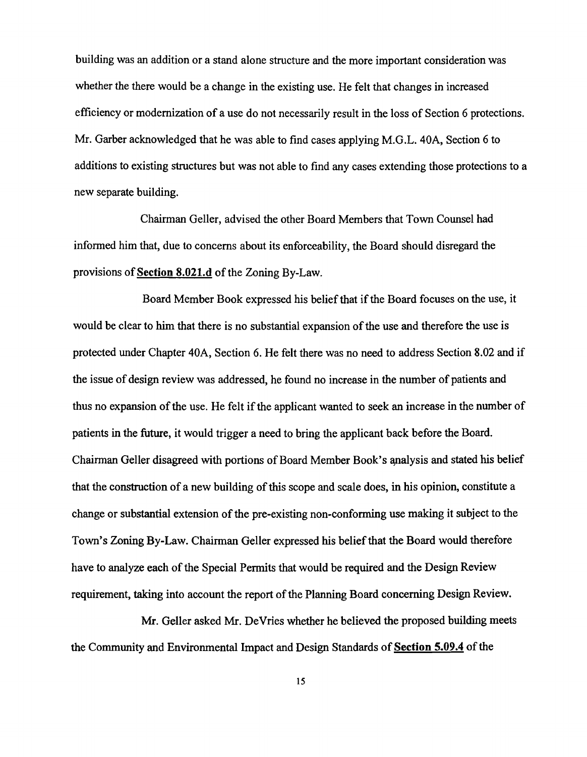building was an addition or a stand alone structure and the more important consideration was whether the there would be a change in the existing use. He felt that changes in increased efficiency or modernization of a use do not necessarily result in the loss of Section 6 protections. Mr. Garber acknowledged that he was able to find cases applying M.G.L. 40A, Section 6 to additions to existing structures but was not able to find any cases extending those protections to a new separate building.

Chairman Geller, advised the other Board Members that Town Counsel had informed him that, due to concerns about its enforceability, the Board should disregard the provisions of **Section 8.021.d** of the Zoning By-Law.

Board Member Book expressed his belief that if the Board focuses on the use, it would be clear to him that there is no substantial expansion of the use and therefore the use is protected under Chapter 40A, Section 6. He felt there was no need to address Section 8.02 and if the issue of design review was addressed, he found no increase in the number of patients and thus no expansion of the use. He felt if the applicant wanted to seek an increase in the number of patients in the future, it would trigger a need to bring the applicant back before the Board. Chairman Geller disagreed with portions of Board Member Book's analysis and stated his belief that the construction of a new building of this scope and scale does, in his opinion, constitute a change or substantial extension of the pre-existing non-conforming use making it subject to the Town's Zoning By-Law. Chairman Geller expressed his belief that the Board would therefore have to analyze each of the Special Permits that would be required and the Design Review requirement, taking into account the report of the Planning Board concerning Design Review.

Mr. Geller asked Mr. DeVries whether he believed the proposed building meets the Community and Environmental Impact and Design Standards of **Section 5.09.4** of the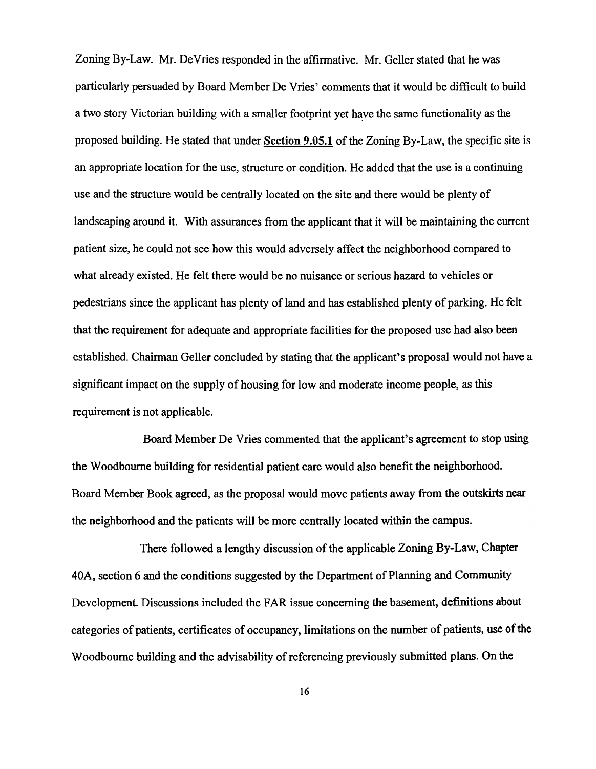Zoning By-Law. Mr. DeVries responded in the affirmative. Mr. Geller stated that he was particularly persuaded by Board Member De Vries' comments that it would be difficult to build a two story Victorian building with a smaller footprint yet have the same functionality as the proposed building. He stated that under **Section 9.05.1** of the Zoning By-Law, the specific site is an appropriate location for the use, structure or condition. He added that the use is a continuing use and the structure would be centrally located on the site and there would be plenty of landscaping around it. With assurances from the applicant that it will be maintaining the current patient size, he could not see how this would adversely affect the neighborhood compared to what already existed. He felt there would be no nuisance or serious hazard to vehicles or pedestrians since the applicant has plenty of land and has established plenty of parking. He felt that the requirement for adequate and appropriate facilities for the proposed use had also been established. Chairman Geller concluded by stating that the applicant's proposal would not have a significant impact on the supply of housing for low and moderate income people, as this requirement is not applicable.

Board Member De Vries commented that the applicant's agreement to stop using the Woodbourne building for residential patient care would also benefit the neighborhood. Board Member Book agreed, as the proposal would move patients away from the outskirts near the neighborhood and the patients will be more centrally located within the campus.

There followed a lengthy discussion of the applicable Zoning By-Law, Chapter 40A, section 6 and the conditions suggested by the Department of Planning and Community Development. Discussions included the FAR issue concerning the basement, definitions about categories of patients, certificates of occupancy, limitations on the number of patients, use of the Woodbourne building and the advisability of referencing previously submitted plans. On the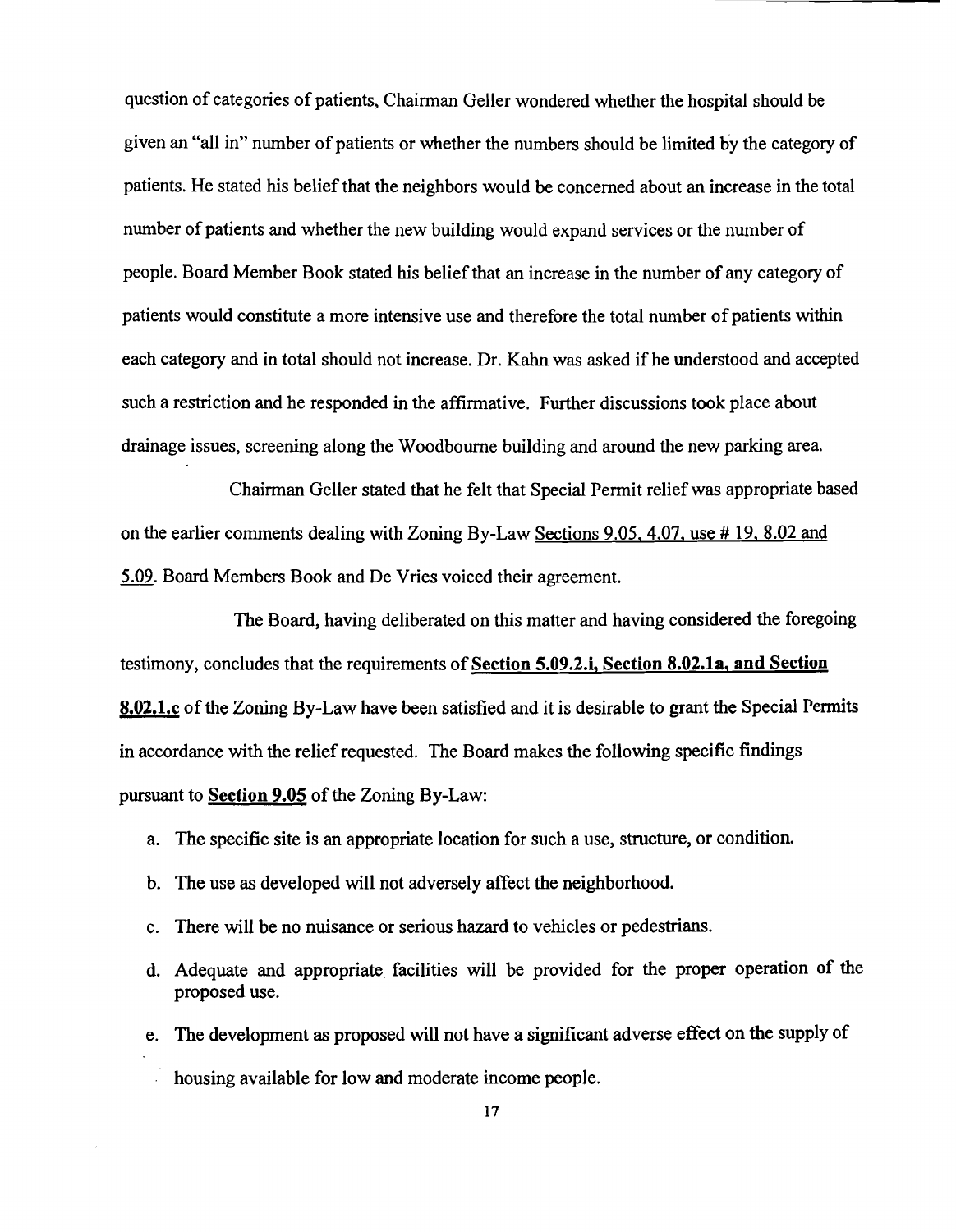question of categories of patients, Chairman Geller wondered whether the hospital should be given an "all in" number of patients or whether the numbers should be limited by the category of patients. He stated his belief that the neighbors would be concerned about an increase in the total number of patients and whether the new building would expand services or the number of people. Board Member Book stated his belief that an increase in the number of any category of patients would constitute a more intensive use and therefore the total number of patients within each category and in total should not increase. Dr. Kahn was asked if he understood and accepted such a restriction and he responded in the affirmative. Further discussions took place about drainage issues, screening along the Woodbourne building and around the new parking area.

Chairman Geller stated that he felt that Special Permit relief was appropriate based on the earlier comments dealing with Zoning By-Law Sections 9.05, 4.07, use # 19, 8.02 and 5.09. Board Members Book and De Vries voiced their agreement.

The Board, having deliberated on this matter and having considered the foregoing testimony, concludes that the requirements of **Section 5.09.2.i, Section 8.02.1a, and Section 8.02.1.c** of the Zoning By-Law have been satisfied and it is desirable to grant the Special Permits in accordance with the relief requested. The Board makes the following specific findings pursuant to **Section 9.05** of the Zoning By-Law:

a. The specific site is an appropriate location for such a use, structure, or condition.

b. The use as developed will not adversely affect the neighborhood.

c. There will be no nuisance or serious hazard to vehicles or pedestrians.

d. Adequate and appropriate facilities will be provided for the proper operation of the proposed use.

e. The development as proposed will not have a significant adverse effect on the supply of housing available for low and moderate income people.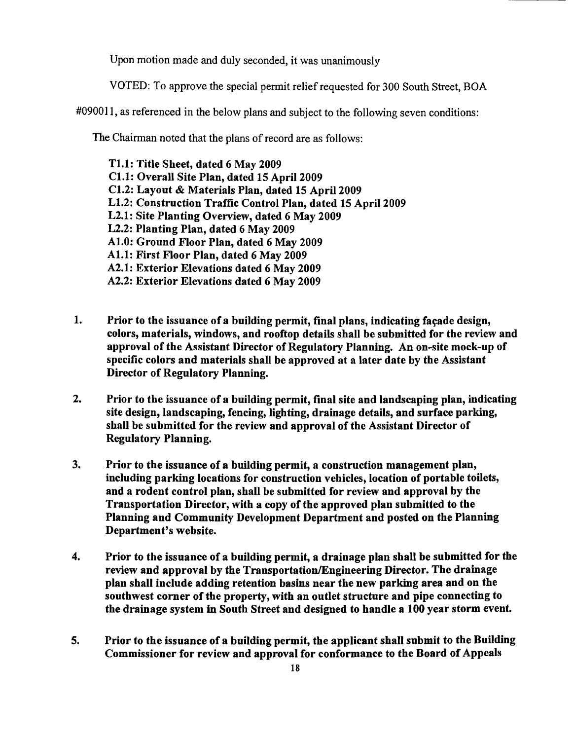Upon motion made and duly seconded, it was unanimously

VOTED: To approve the special permit relief requested for 300 South Street, BOA #090011, as referenced in the below plans and subject to the following seven conditions:

The Chairman noted that the plans of record are as follows:

**T1.1: Title Sheet, dated 6 May 2009**
**C1.1: Overall Site Plan, dated 15 April 2009**
**C1.2: Layout & Materials Plan, dated 15 April 2009**
**L1.2: Construction Traffic Control Plan, dated 15 April 2009**
**L2.1: Site Planting Overview, dated 6 May 2009**
**L2.2: Planting Plan, dated 6 May 2009**
**A1.0: Ground Floor Plan, dated 6 May 2009**
**A1.1: First Floor Plan, dated 6 May 2009**
**A2.1: Exterior Elevations dated 6 May 2009**
**A2.2: Exterior Elevations dated 6 May 2009**

1. **Prior to the issuance of a building permit, final plans, indicating façade design, colors, materials, windows, and rooftop details shall be submitted for the review and approval of the Assistant Director of Regulatory Planning. An on-site mock-up of specific colors and materials shall be approved at a later date by the Assistant Director of Regulatory Planning.**

2. **Prior to the issuance of a building permit, final site and landscaping plan, indicating site design, landscaping, fencing, lighting, drainage details, and surface parking, shall be submitted for the review and approval of the Assistant Director of Regulatory Planning.**

3. **Prior to the issuance of a building permit, a construction management plan, including parking locations for construction vehicles, location of portable toilets, and a rodent control plan, shall be submitted for review and approval by the Transportation Director, with a copy of the approved plan submitted to the Planning and Community Development Department and posted on the Planning Department's website.**

4. **Prior to the issuance of a building permit, a drainage plan shall be submitted for the review and approval by the Transportation/Engineering Director. The drainage plan shall include adding retention basins near the new parking area and on the southwest corner of the property, with an outlet structure and pipe connecting to the drainage system in South Street and designed to handle a 100 year storm event.**

5. **Prior to the issuance of a building permit, the applicant shall submit to the Building Commissioner for review and approval for conformance to the Board of Appeals**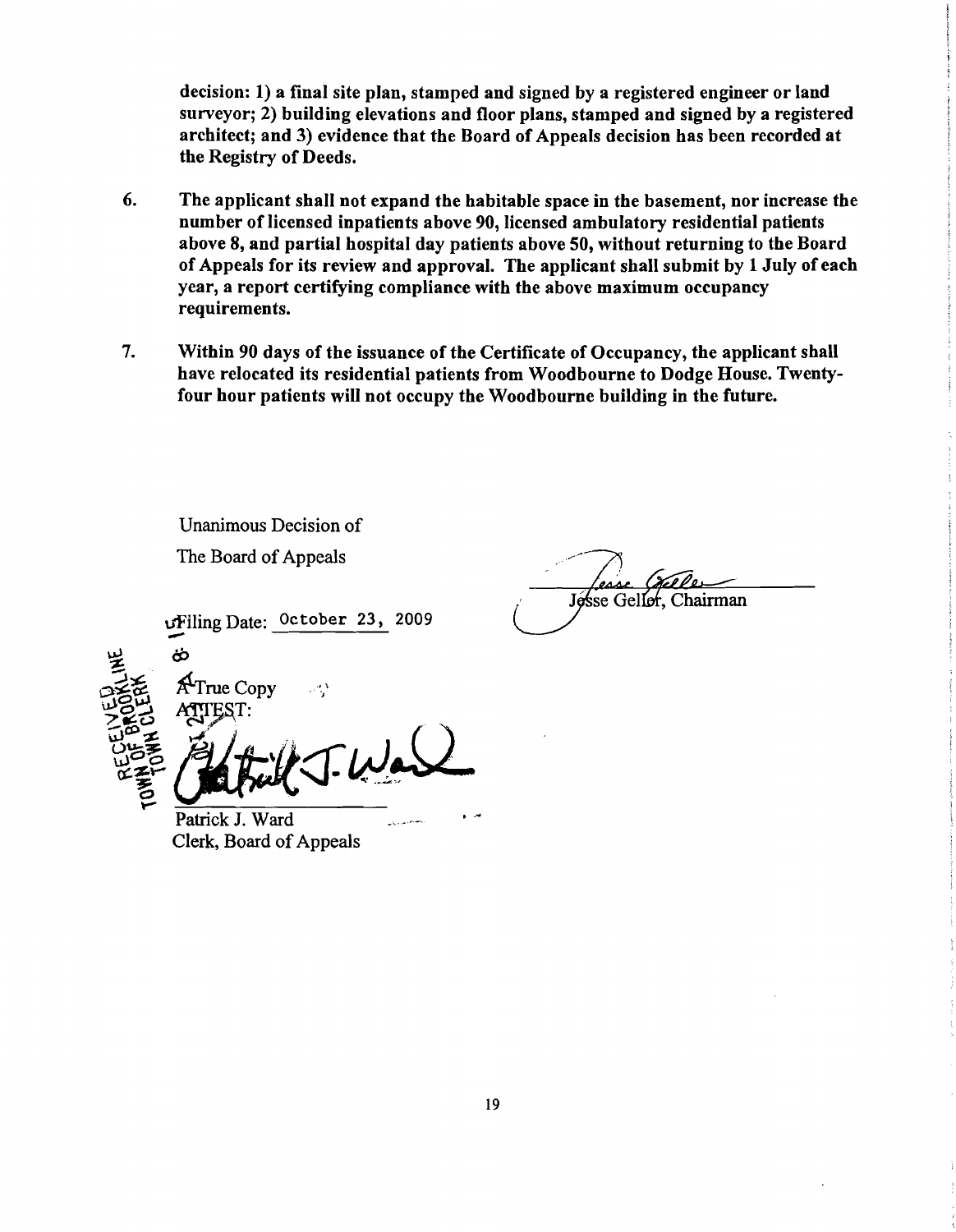**decision: 1) a final site plan, stamped and signed by a registered engineer or land surveyor; 2) building elevations and floor plans, stamped and signed by a registered architect; and 3) evidence that the Board of Appeals decision has been recorded at the Registry of Deeds.**

6. **The applicant shall not expand the habitable space in the basement, nor increase the number of licensed inpatients above 90, licensed ambulatory residential patients above 8, and partial hospital day patients above 50, without returning to the Board of Appeals for its review and approval. The applicant shall submit by 1 July of each year, a report certifying compliance with the above maximum occupancy requirements.**

7. **Within 90 days of the issuance of the Certificate of Occupancy, the applicant shall have relocated its residential patients from Woodbourne to Dodge House. Twenty-four hour patients will not occupy the Woodbourne building in the future.**

Unanimous Decision of
The Board of Appeals

Jesse Geller, Chairman

Filing Date: October 23, 2009

RECEIVED
TOWN OF BROOKLINE
TOWN CLERK

A True Copy
ATTEST:

Patrick J. Ward
Clerk, Board of Appeals